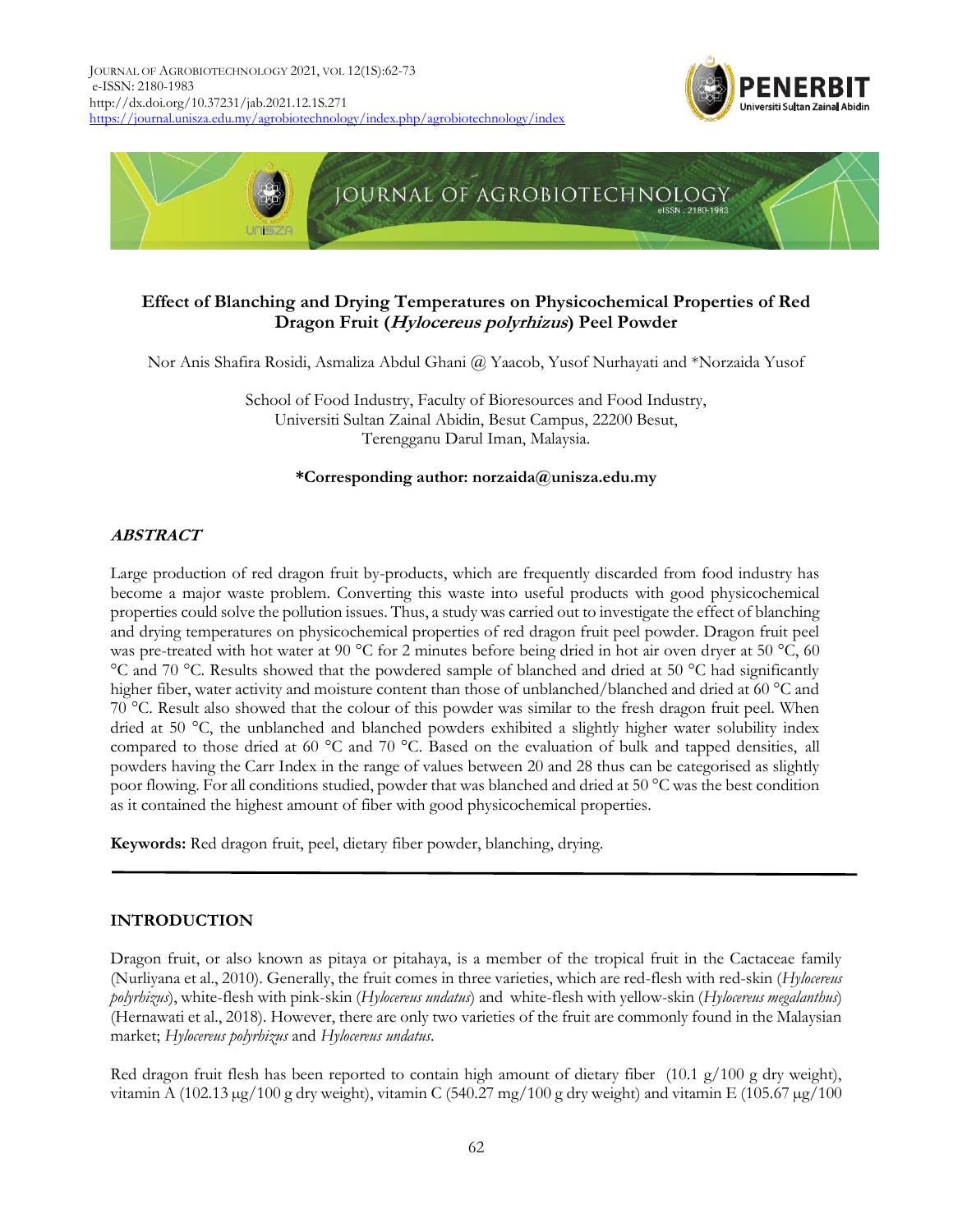# Effect of Blanching and Drying Temperatures on Physicochemical Properties of Red Dragon Fruit (*Hylocereus polyrhizus*) Peel Powder

Nor Anis Shafira Rosidi, Asmaliza Abdul Ghani @ Yaacob, Yusof Nurhayati and *Norzaida Yusof

School of Food Industry, Faculty of Bioresources and Food Industry,
Universiti Sultan Zainal Abidin, Besut Campus, 22200 Besut,
Terengganu Darul Iman, Malaysia.

**\*Corresponding author: norzaida@unisza.edu.my**

## *ABSTRACT*

Large production of red dragon fruit by-products, which are frequently discarded from food industry has become a major waste problem. Converting this waste into useful products with good physicochemical properties could solve the pollution issues. Thus, a study was carried out to investigate the effect of blanching and drying temperatures on physicochemical properties of red dragon fruit peel powder. Dragon fruit peel was pre-treated with hot water at 90 °C for 2 minutes before being dried in hot air oven dryer at 50 °C, 60 °C and 70 °C. Results showed that the powdered sample of blanched and dried at 50 °C had significantly higher fiber, water activity and moisture content than those of unblanched/blanched and dried at 60 °C and 70 °C. Result also showed that the colour of this powder was similar to the fresh dragon fruit peel. When dried at 50 °C, the unblanched and blanched powders exhibited a slightly higher water solubility index compared to those dried at 60 °C and 70 °C. Based on the evaluation of bulk and tapped densities, all powders having the Carr Index in the range of values between 20 and 28 thus can be categorised as slightly poor flowing. For all conditions studied, powder that was blanched and dried at 50 °C was the best condition as it contained the highest amount of fiber with good physicochemical properties.

**Keywords:** Red dragon fruit, peel, dietary fiber powder, blanching, drying.

## INTRODUCTION

Dragon fruit, or also known as pitaya or pitahaya, is a member of the tropical fruit in the Cactaceae family (Nurliyana et al., 2010). Generally, the fruit comes in three varieties, which are red-flesh with red-skin (*Hylocereus polyrhizus*), white-flesh with pink-skin (*Hylocereus undatus*) and white-flesh with yellow-skin (*Hylocereus megalanthus*) (Hernawati et al., 2018). However, there are only two varieties of the fruit are commonly found in the Malaysian market; *Hylocereus polyrhizus* and *Hylocereus undatus*.

Red dragon fruit flesh has been reported to contain high amount of dietary fiber (10.1 g/100 g dry weight), vitamin A (102.13 μg/100 g dry weight), vitamin C (540.27 mg/100 g dry weight) and vitamin E (105.67 μg/100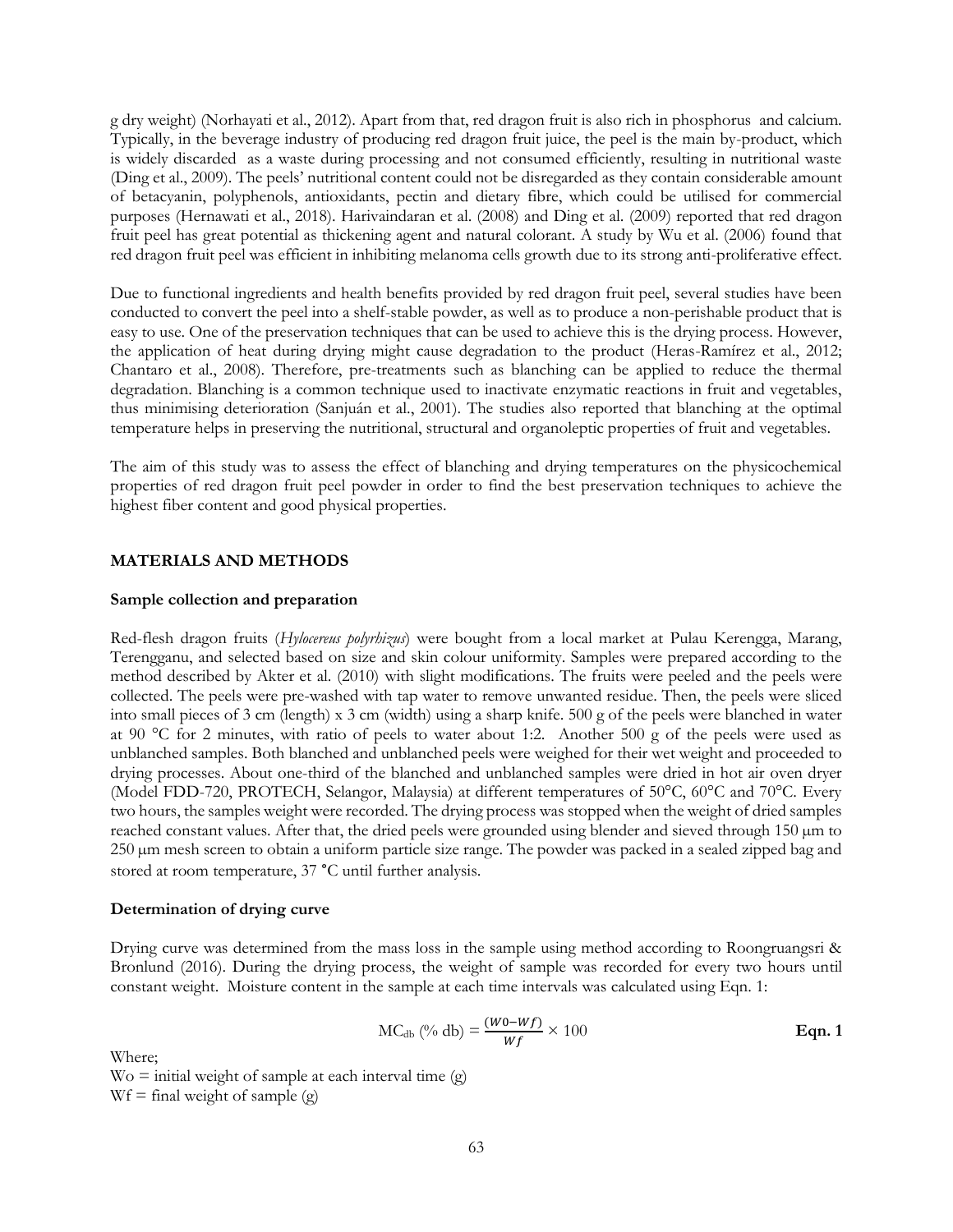g dry weight) (Norhayati et al., 2012). Apart from that, red dragon fruit is also rich in phosphorus and calcium. Typically, in the beverage industry of producing red dragon fruit juice, the peel is the main by-product, which is widely discarded as a waste during processing and not consumed efficiently, resulting in nutritional waste (Ding et al., 2009). The peels' nutritional content could not be disregarded as they contain considerable amount of betacyanin, polyphenols, antioxidants, pectin and dietary fibre, which could be utilised for commercial purposes (Hernawati et al., 2018). Harivaindaran et al. (2008) and Ding et al. (2009) reported that red dragon fruit peel has great potential as thickening agent and natural colorant. A study by Wu et al. (2006) found that red dragon fruit peel was efficient in inhibiting melanoma cells growth due to its strong anti-proliferative effect.

Due to functional ingredients and health benefits provided by red dragon fruit peel, several studies have been conducted to convert the peel into a shelf-stable powder, as well as to produce a non-perishable product that is easy to use. One of the preservation techniques that can be used to achieve this is the drying process. However, the application of heat during drying might cause degradation to the product (Heras-Ramírez et al., 2012; Chantaro et al., 2008). Therefore, pre-treatments such as blanching can be applied to reduce the thermal degradation. Blanching is a common technique used to inactivate enzymatic reactions in fruit and vegetables, thus minimising deterioration (Sanjuán et al., 2001). The studies also reported that blanching at the optimal temperature helps in preserving the nutritional, structural and organoleptic properties of fruit and vegetables.

The aim of this study was to assess the effect of blanching and drying temperatures on the physicochemical properties of red dragon fruit peel powder in order to find the best preservation techniques to achieve the highest fiber content and good physical properties.

## MATERIALS AND METHODS

### Sample collection and preparation

Red-flesh dragon fruits (*Hylocereus polyrhizus*) were bought from a local market at Pulau Kerengga, Marang, Terengganu, and selected based on size and skin colour uniformity. Samples were prepared according to the method described by Akter et al. (2010) with slight modifications. The fruits were peeled and the peels were collected. The peels were pre-washed with tap water to remove unwanted residue. Then, the peels were sliced into small pieces of 3 cm (length) x 3 cm (width) using a sharp knife. 500 g of the peels were blanched in water at 90 °C for 2 minutes, with ratio of peels to water about 1:2. Another 500 g of the peels were used as unblanched samples. Both blanched and unblanched peels were weighed for their wet weight and proceeded to drying processes. About one-third of the blanched and unblanched samples were dried in hot air oven dryer (Model FDD-720, PROTECH, Selangor, Malaysia) at different temperatures of 50°C, 60°C and 70°C. Every two hours, the samples weight were recorded. The drying process was stopped when the weight of dried samples reached constant values. After that, the dried peels were grounded using blender and sieved through 150 μm to 250 μm mesh screen to obtain a uniform particle size range. The powder was packed in a sealed zipped bag and stored at room temperature, 37 °C until further analysis.

### Determination of drying curve

Drying curve was determined from the mass loss in the sample using method according to Roongruangsri & Bronlund (2016). During the drying process, the weight of sample was recorded for every two hours until constant weight. Moisture content in the sample at each time intervals was calculated using Eqn. 1:

$$MC_{db}\ (\%\ db) = \frac{(W0 - Wf)}{Wf} \times 100 \qquad \textbf{Eqn. 1}$$

Where;
Wo = initial weight of sample at each interval time (g)
Wf = final weight of sample (g)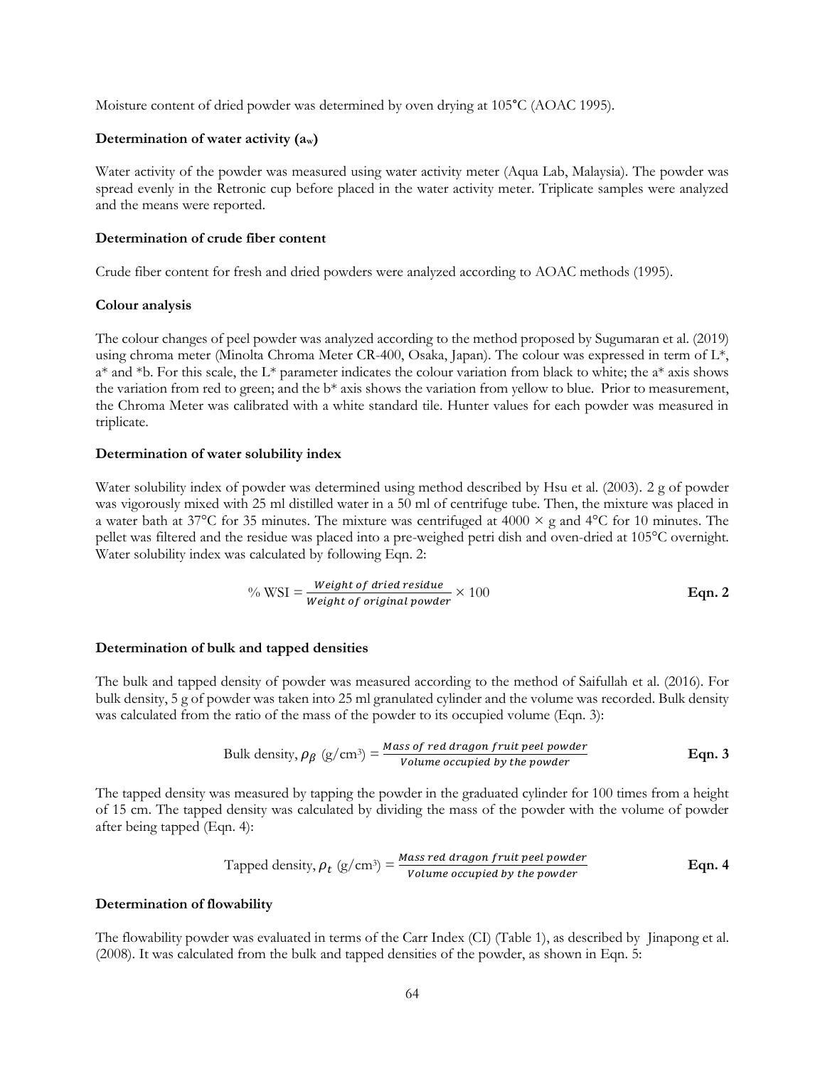Moisture content of dried powder was determined by oven drying at 105°C (AOAC 1995).

**Determination of water activity ($a_w$)**

Water activity of the powder was measured using water activity meter (Aqua Lab, Malaysia). The powder was spread evenly in the Retronic cup before placed in the water activity meter. Triplicate samples were analyzed and the means were reported.

**Determination of crude fiber content**

Crude fiber content for fresh and dried powders were analyzed according to AOAC methods (1995).

**Colour analysis**

The colour changes of peel powder was analyzed according to the method proposed by Sugumaran et al. (2019) using chroma meter (Minolta Chroma Meter CR-400, Osaka, Japan). The colour was expressed in term of L*, a* and *b. For this scale, the L* parameter indicates the colour variation from black to white; the a* axis shows the variation from red to green; and the b* axis shows the variation from yellow to blue. Prior to measurement, the Chroma Meter was calibrated with a white standard tile. Hunter values for each powder was measured in triplicate.

**Determination of water solubility index**

Water solubility index of powder was determined using method described by Hsu et al. (2003). 2 g of powder was vigorously mixed with 25 ml distilled water in a 50 ml of centrifuge tube. Then, the mixture was placed in a water bath at 37°C for 35 minutes. The mixture was centrifuged at 4000 × g and 4°C for 10 minutes. The pellet was filtered and the residue was placed into a pre-weighed petri dish and oven-dried at 105°C overnight. Water solubility index was calculated by following Eqn. 2:

$$\%\ \text{WSI} = \frac{\textit{Weight of dried residue}}{\textit{Weight of original powder}} \times 100 \qquad \textbf{Eqn. 2}$$

**Determination of bulk and tapped densities**

The bulk and tapped density of powder was measured according to the method of Saifullah et al. (2016). For bulk density, 5 g of powder was taken into 25 ml granulated cylinder and the volume was recorded. Bulk density was calculated from the ratio of the mass of the powder to its occupied volume (Eqn. 3):

$$\text{Bulk density, } \rho_{\beta}\ (\text{g/cm}^3) = \frac{\textit{Mass of red dragon fruit peel powder}}{\textit{Volume occupied by the powder}} \qquad \textbf{Eqn. 3}$$

The tapped density was measured by tapping the powder in the graduated cylinder for 100 times from a height of 15 cm. The tapped density was calculated by dividing the mass of the powder with the volume of powder after being tapped (Eqn. 4):

$$\text{Tapped density, } \rho_{t}\ (\text{g/cm}^3) = \frac{\textit{Mass red dragon fruit peel powder}}{\textit{Volume occupied by the powder}} \qquad \textbf{Eqn. 4}$$

**Determination of flowability**

The flowability powder was evaluated in terms of the Carr Index (CI) (Table 1), as described by Jinapong et al. (2008). It was calculated from the bulk and tapped densities of the powder, as shown in Eqn. 5: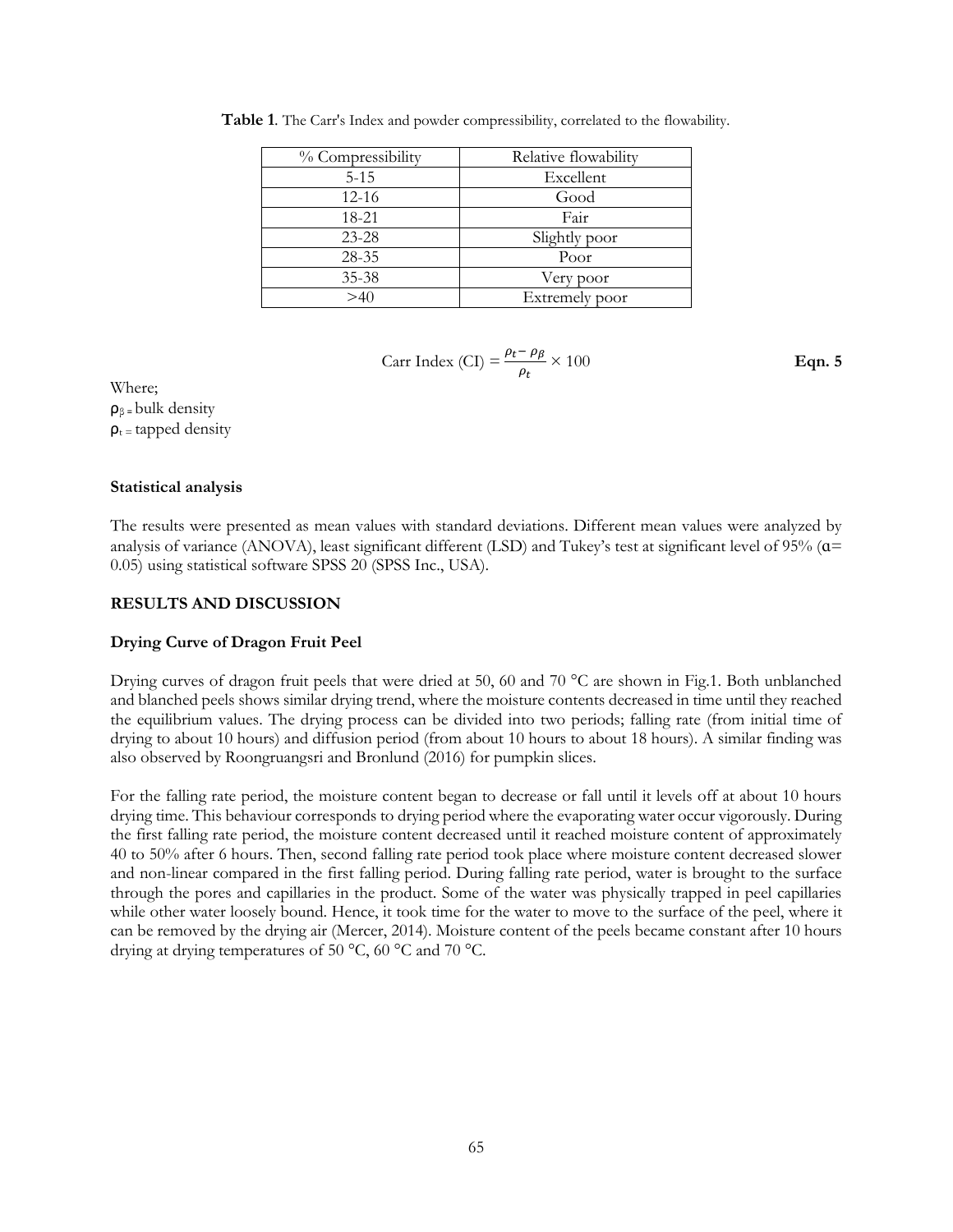**Table 1**. The Carr's Index and powder compressibility, correlated to the flowability.

| % Compressibility | Relative flowability |
|---|---|
| 5-15 | Excellent |
| 12-16 | Good |
| 18-21 | Fair |
| 23-28 | Slightly poor |
| 28-35 | Poor |
| 35-38 | Very poor |
| >40 | Extremely poor |

$$\text{Carr Index (CI)} = \frac{\rho_t - \rho_\beta}{\rho_t} \times 100 \qquad \textbf{Eqn. 5}$$

Where;
$\rho_\beta$ = bulk density
$\rho_t$ = tapped density

### Statistical analysis

The results were presented as mean values with standard deviations. Different mean values were analyzed by analysis of variance (ANOVA), least significant different (LSD) and Tukey's test at significant level of 95% ($\alpha$= 0.05) using statistical software SPSS 20 (SPSS Inc., USA).

## RESULTS AND DISCUSSION

### Drying Curve of Dragon Fruit Peel

Drying curves of dragon fruit peels that were dried at 50, 60 and 70 °C are shown in Fig.1. Both unblanched and blanched peels shows similar drying trend, where the moisture contents decreased in time until they reached the equilibrium values. The drying process can be divided into two periods; falling rate (from initial time of drying to about 10 hours) and diffusion period (from about 10 hours to about 18 hours). A similar finding was also observed by Roongruangsri and Bronlund (2016) for pumpkin slices.

For the falling rate period, the moisture content began to decrease or fall until it levels off at about 10 hours drying time. This behaviour corresponds to drying period where the evaporating water occur vigorously. During the first falling rate period, the moisture content decreased until it reached moisture content of approximately 40 to 50% after 6 hours. Then, second falling rate period took place where moisture content decreased slower and non-linear compared in the first falling period. During falling rate period, water is brought to the surface through the pores and capillaries in the product. Some of the water was physically trapped in peel capillaries while other water loosely bound. Hence, it took time for the water to move to the surface of the peel, where it can be removed by the drying air (Mercer, 2014). Moisture content of the peels became constant after 10 hours drying at drying temperatures of 50 °C, 60 °C and 70 °C.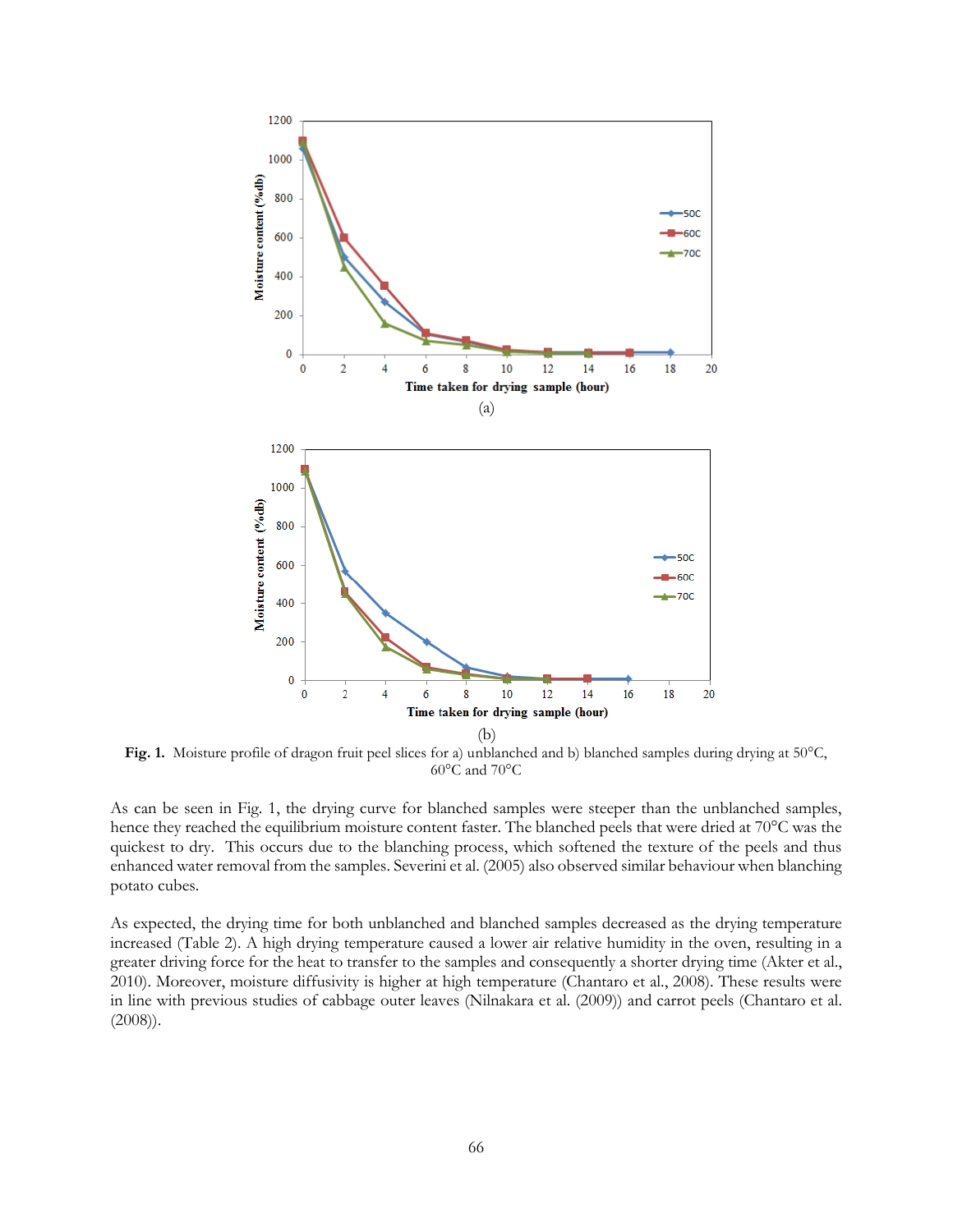**Fig. 1.** Moisture profile of dragon fruit peel slices for a) unblanched and b) blanched samples during drying at 50°C, 60°C and 70°C

As can be seen in Fig. 1, the drying curve for blanched samples were steeper than the unblanched samples, hence they reached the equilibrium moisture content faster. The blanched peels that were dried at 70°C was the quickest to dry. This occurs due to the blanching process, which softened the texture of the peels and thus enhanced water removal from the samples. Severini et al. (2005) also observed similar behaviour when blanching potato cubes.

As expected, the drying time for both unblanched and blanched samples decreased as the drying temperature increased (Table 2). A high drying temperature caused a lower air relative humidity in the oven, resulting in a greater driving force for the heat to transfer to the samples and consequently a shorter drying time (Akter et al., 2010). Moreover, moisture diffusivity is higher at high temperature (Chantaro et al., 2008). These results were in line with previous studies of cabbage outer leaves (Nilnakara et al. (2009)) and carrot peels (Chantaro et al. (2008)).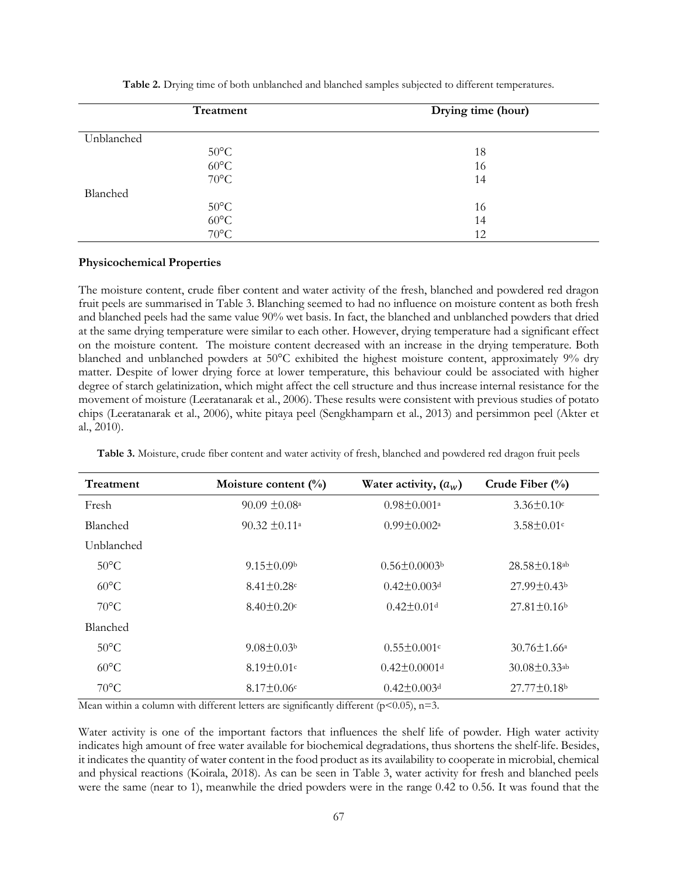**Table 2.** Drying time of both unblanched and blanched samples subjected to different temperatures.

| Treatment | Drying time (hour) |
|---|---|
| Unblanched | |
| 50°C | 18 |
| 60°C | 16 |
| 70°C | 14 |
| Blanched | |
| 50°C | 16 |
| 60°C | 14 |
| 70°C | 12 |

**Physicochemical Properties**

The moisture content, crude fiber content and water activity of the fresh, blanched and powdered red dragon fruit peels are summarised in Table 3. Blanching seemed to had no influence on moisture content as both fresh and blanched peels had the same value 90% wet basis. In fact, the blanched and unblanched powders that dried at the same drying temperature were similar to each other. However, drying temperature had a significant effect on the moisture content. The moisture content decreased with an increase in the drying temperature. Both blanched and unblanched powders at 50°C exhibited the highest moisture content, approximately 9% dry matter. Despite of lower drying force at lower temperature, this behaviour could be associated with higher degree of starch gelatinization, which might affect the cell structure and thus increase internal resistance for the movement of moisture (Leeratanarak et al., 2006). These results were consistent with previous studies of potato chips (Leeratanarak et al., 2006), white pitaya peel (Sengkhamparn et al., 2013) and persimmon peel (Akter et al., 2010).

**Table 3.** Moisture, crude fiber content and water activity of fresh, blanched and powdered red dragon fruit peels

| Treatment | Moisture content (%) | Water activity, ($a_w$) | Crude Fiber (%) |
|---|---|---|---|
| Fresh | 90.09 ±0.08[a] | 0.98±0.001[a] | 3.36±0.10[c] |
| Blanched | 90.32 ±0.11[a] | 0.99±0.002[a] | 3.58±0.01[c] |
| Unblanched | | | |
| 50°C | 9.15±0.09[b] | 0.56±0.0003[b] | 28.58±0.18[ab] |
| 60°C | 8.41±0.28[c] | 0.42±0.003[d] | 27.99±0.43[b] |
| 70°C | 8.40±0.20[c] | 0.42±0.01[d] | 27.81±0.16[b] |
| Blanched | | | |
| 50°C | 9.08±0.03[b] | 0.55±0.001[c] | 30.76±1.66[a] |
| 60°C | 8.19±0.01[c] | 0.42±0.0001[d] | 30.08±0.33[ab] |
| 70°C | 8.17±0.06[c] | 0.42±0.003[d] | 27.77±0.18[b] |

Mean within a column with different letters are significantly different ($p<0.05$), n=3.

Water activity is one of the important factors that influences the shelf life of powder. High water activity indicates high amount of free water available for biochemical degradations, thus shortens the shelf-life. Besides, it indicates the quantity of water content in the food product as its availability to cooperate in microbial, chemical and physical reactions (Koirala, 2018). As can be seen in Table 3, water activity for fresh and blanched peels were the same (near to 1), meanwhile the dried powders were in the range 0.42 to 0.56. It was found that the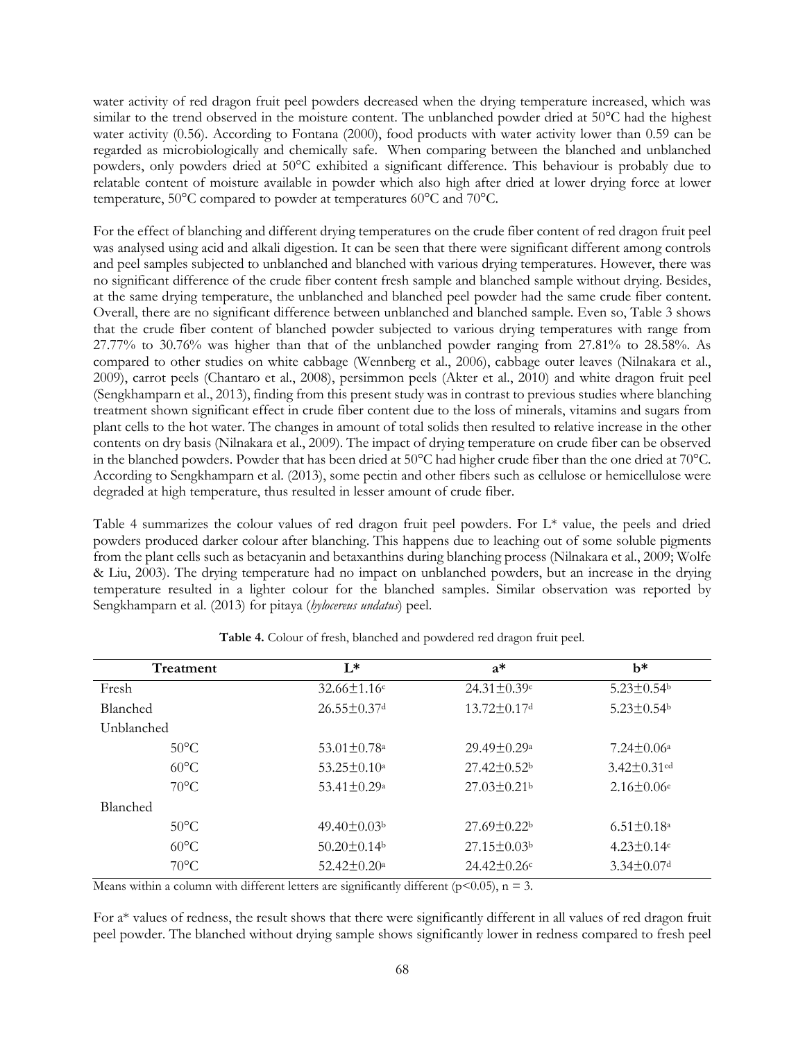water activity of red dragon fruit peel powders decreased when the drying temperature increased, which was similar to the trend observed in the moisture content. The unblanched powder dried at 50°C had the highest water activity (0.56). According to Fontana (2000), food products with water activity lower than 0.59 can be regarded as microbiologically and chemically safe. When comparing between the blanched and unblanched powders, only powders dried at 50°C exhibited a significant difference. This behaviour is probably due to relatable content of moisture available in powder which also high after dried at lower drying force at lower temperature, 50°C compared to powder at temperatures 60°C and 70°C.

For the effect of blanching and different drying temperatures on the crude fiber content of red dragon fruit peel was analysed using acid and alkali digestion. It can be seen that there were significant different among controls and peel samples subjected to unblanched and blanched with various drying temperatures. However, there was no significant difference of the crude fiber content fresh sample and blanched sample without drying. Besides, at the same drying temperature, the unblanched and blanched peel powder had the same crude fiber content. Overall, there are no significant difference between unblanched and blanched sample. Even so, Table 3 shows that the crude fiber content of blanched powder subjected to various drying temperatures with range from 27.77% to 30.76% was higher than that of the unblanched powder ranging from 27.81% to 28.58%. As compared to other studies on white cabbage (Wennberg et al., 2006), cabbage outer leaves (Nilnakara et al., 2009), carrot peels (Chantaro et al., 2008), persimmon peels (Akter et al., 2010) and white dragon fruit peel (Sengkhamparn et al., 2013), finding from this present study was in contrast to previous studies where blanching treatment shown significant effect in crude fiber content due to the loss of minerals, vitamins and sugars from plant cells to the hot water. The changes in amount of total solids then resulted to relative increase in the other contents on dry basis (Nilnakara et al., 2009). The impact of drying temperature on crude fiber can be observed in the blanched powders. Powder that has been dried at 50°C had higher crude fiber than the one dried at 70°C. According to Sengkhamparn et al. (2013), some pectin and other fibers such as cellulose or hemicellulose were degraded at high temperature, thus resulted in lesser amount of crude fiber.

Table 4 summarizes the colour values of red dragon fruit peel powders. For L* value, the peels and dried powders produced darker colour after blanching. This happens due to leaching out of some soluble pigments from the plant cells such as betacyanin and betaxanthins during blanching process (Nilnakara et al., 2009; Wolfe & Liu, 2003). The drying temperature had no impact on unblanched powders, but an increase in the drying temperature resulted in a lighter colour for the blanched samples. Similar observation was reported by Sengkhamparn et al. (2013) for pitaya (*hylocereus undatus*) peel.

**Table 4.** Colour of fresh, blanched and powdered red dragon fruit peel.

| Treatment | L* | a* | b* |
|---|---|---|---|
| Fresh | 32.66±1.16$^{c}$ | 24.31±0.39$^{c}$ | 5.23±0.54$^{b}$ |
| Blanched | 26.55±0.37$^{d}$ | 13.72±0.17$^{d}$ | 5.23±0.54$^{b}$ |
| Unblanched | | | |
| 50°C | 53.01±0.78$^{a}$ | 29.49±0.29$^{a}$ | 7.24±0.06$^{a}$ |
| 60°C | 53.25±0.10$^{a}$ | 27.42±0.52$^{b}$ | 3.42±0.31$^{cd}$ |
| 70°C | 53.41±0.29$^{a}$ | 27.03±0.21$^{b}$ | 2.16±0.06$^{e}$ |
| Blanched | | | |
| 50°C | 49.40±0.03$^{b}$ | 27.69±0.22$^{b}$ | 6.51±0.18$^{a}$ |
| 60°C | 50.20±0.14$^{b}$ | 27.15±0.03$^{b}$ | 4.23±0.14$^{c}$ |
| 70°C | 52.42±0.20$^{a}$ | 24.42±0.26$^{c}$ | 3.34±0.07$^{d}$ |

Means within a column with different letters are significantly different ($p<0.05$), n = 3.

For a* values of redness, the result shows that there were significantly different in all values of red dragon fruit peel powder. The blanched without drying sample shows significantly lower in redness compared to fresh peel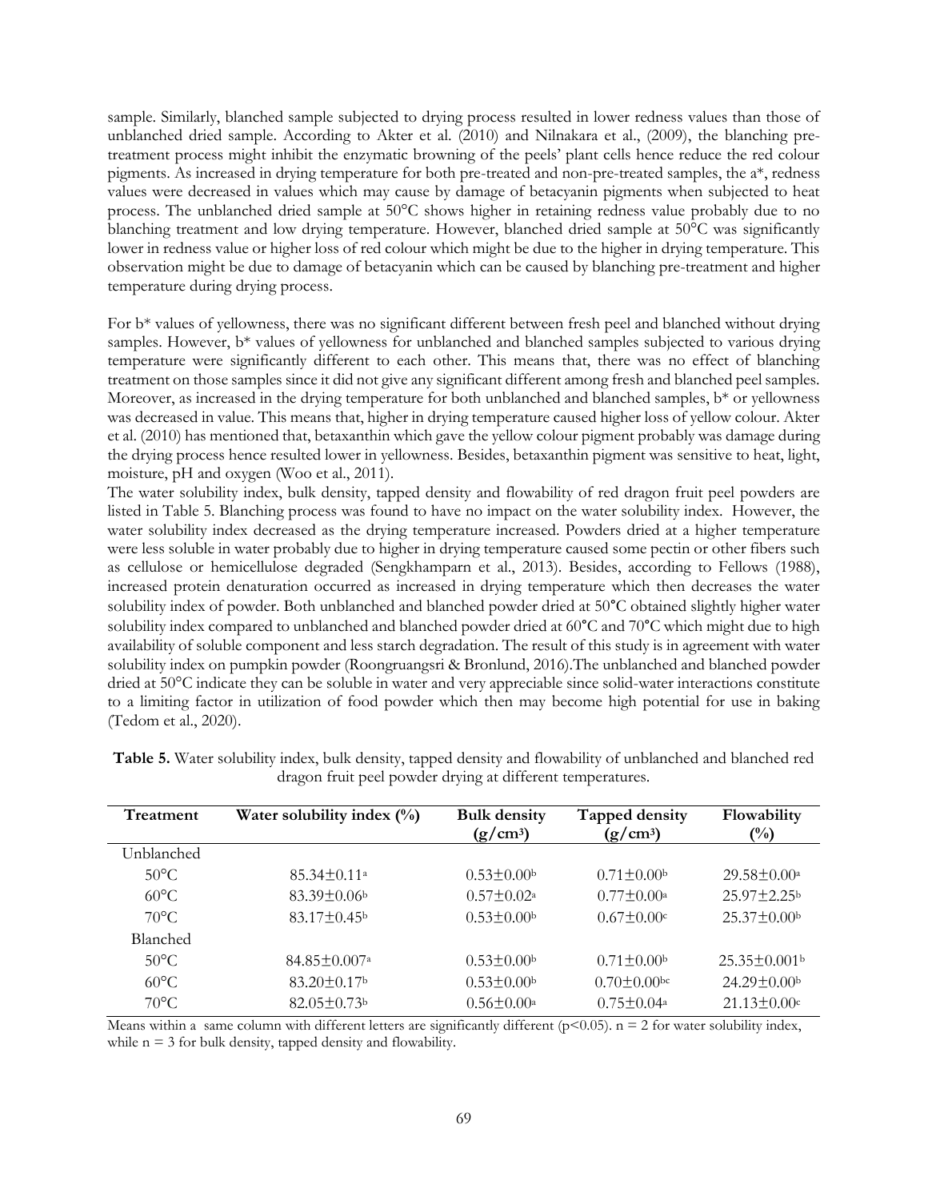sample. Similarly, blanched sample subjected to drying process resulted in lower redness values than those of unblanched dried sample. According to Akter et al. (2010) and Nilnakara et al., (2009), the blanching pre-treatment process might inhibit the enzymatic browning of the peels' plant cells hence reduce the red colour pigments. As increased in drying temperature for both pre-treated and non-pre-treated samples, the a*, redness values were decreased in values which may cause by damage of betacyanin pigments when subjected to heat process. The unblanched dried sample at 50°C shows higher in retaining redness value probably due to no blanching treatment and low drying temperature. However, blanched dried sample at 50°C was significantly lower in redness value or higher loss of red colour which might be due to the higher in drying temperature. This observation might be due to damage of betacyanin which can be caused by blanching pre-treatment and higher temperature during drying process.

For b* values of yellowness, there was no significant different between fresh peel and blanched without drying samples. However, b* values of yellowness for unblanched and blanched samples subjected to various drying temperature were significantly different to each other. This means that, there was no effect of blanching treatment on those samples since it did not give any significant different among fresh and blanched peel samples. Moreover, as increased in the drying temperature for both unblanched and blanched samples, b* or yellowness was decreased in value. This means that, higher in drying temperature caused higher loss of yellow colour. Akter et al. (2010) has mentioned that, betaxanthin which gave the yellow colour pigment probably was damage during the drying process hence resulted lower in yellowness. Besides, betaxanthin pigment was sensitive to heat, light, moisture, pH and oxygen (Woo et al., 2011).

The water solubility index, bulk density, tapped density and flowability of red dragon fruit peel powders are listed in Table 5. Blanching process was found to have no impact on the water solubility index. However, the water solubility index decreased as the drying temperature increased. Powders dried at a higher temperature were less soluble in water probably due to higher in drying temperature caused some pectin or other fibers such as cellulose or hemicellulose degraded (Sengkhamparn et al., 2013). Besides, according to Fellows (1988), increased protein denaturation occurred as increased in drying temperature which then decreases the water solubility index of powder. Both unblanched and blanched powder dried at 50°C obtained slightly higher water solubility index compared to unblanched and blanched powder dried at 60°C and 70°C which might due to high availability of soluble component and less starch degradation. The result of this study is in agreement with water solubility index on pumpkin powder (Roongruangsri & Bronlund, 2016).The unblanched and blanched powder dried at 50°C indicate they can be soluble in water and very appreciable since solid-water interactions constitute to a limiting factor in utilization of food powder which then may become high potential for use in baking (Tedom et al., 2020).

**Table 5.** Water solubility index, bulk density, tapped density and flowability of unblanched and blanched red dragon fruit peel powder drying at different temperatures.

| Treatment | Water solubility index (%) | Bulk density ($g/cm^3$) | Tapped density ($g/cm^3$) | Flowability (%) |
|---|---|---|---|---|
| Unblanched | | | | |
| 50°C | 85.34±0.11$^a$ | 0.53±0.00$^b$ | 0.71±0.00$^b$ | 29.58±0.00$^a$ |
| 60°C | 83.39±0.06$^b$ | 0.57±0.02$^a$ | 0.77±0.00$^a$ | 25.97±2.25$^b$ |
| 70°C | 83.17±0.45$^b$ | 0.53±0.00$^b$ | 0.67±0.00$^c$ | 25.37±0.00$^b$ |
| Blanched | | | | |
| 50°C | 84.85±0.007$^a$ | 0.53±0.00$^b$ | 0.71±0.00$^b$ | 25.35±0.001$^b$ |
| 60°C | 83.20±0.17$^b$ | 0.53±0.00$^b$ | 0.70±0.00$^{bc}$ | 24.29±0.00$^b$ |
| 70°C | 82.05±0.73$^b$ | 0.56±0.00$^a$ | 0.75±0.04$^a$ | 21.13±0.00$^c$ |

Means within a same column with different letters are significantly different ($p<0.05$). n = 2 for water solubility index, while n = 3 for bulk density, tapped density and flowability.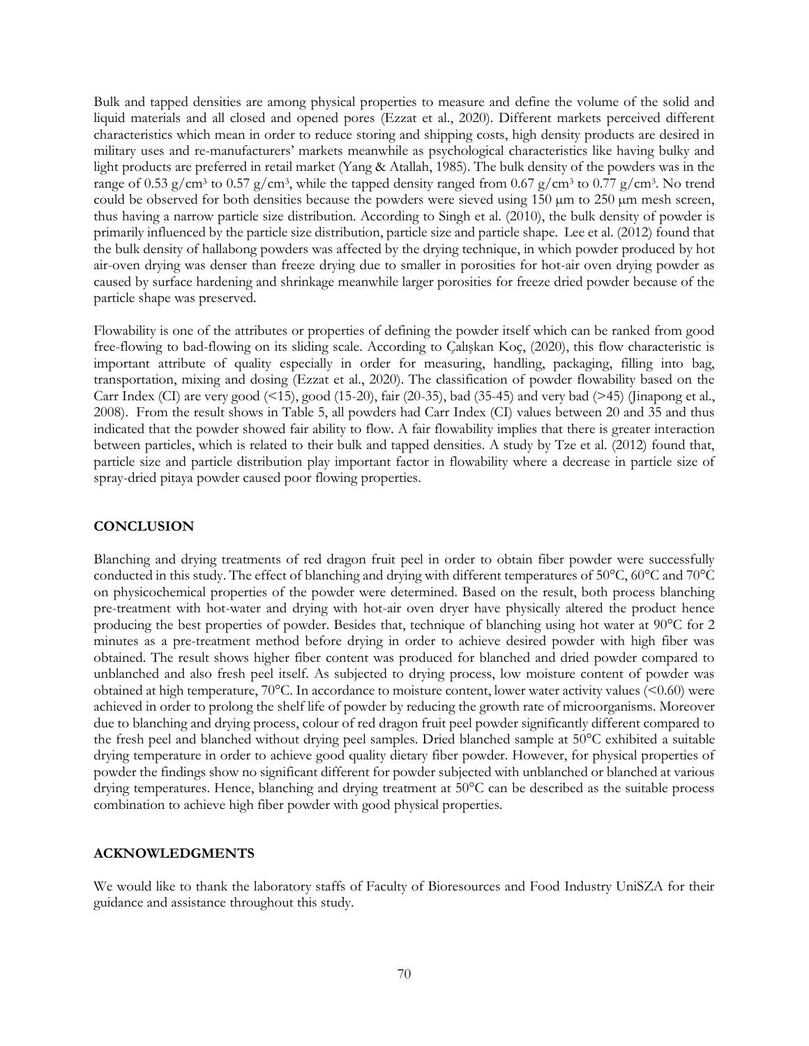Bulk and tapped densities are among physical properties to measure and define the volume of the solid and liquid materials and all closed and opened pores (Ezzat et al., 2020). Different markets perceived different characteristics which mean in order to reduce storing and shipping costs, high density products are desired in military uses and re-manufacturers' markets meanwhile as psychological characteristics like having bulky and light products are preferred in retail market (Yang & Atallah, 1985). The bulk density of the powders was in the range of 0.53 g/cm³ to 0.57 g/cm³, while the tapped density ranged from 0.67 g/cm³ to 0.77 g/cm³. No trend could be observed for both densities because the powders were sieved using 150 µm to 250 µm mesh screen, thus having a narrow particle size distribution. According to Singh et al. (2010), the bulk density of powder is primarily influenced by the particle size distribution, particle size and particle shape. Lee et al. (2012) found that the bulk density of hallabong powders was affected by the drying technique, in which powder produced by hot air-oven drying was denser than freeze drying due to smaller in porosities for hot-air oven drying powder as caused by surface hardening and shrinkage meanwhile larger porosities for freeze dried powder because of the particle shape was preserved.

Flowability is one of the attributes or properties of defining the powder itself which can be ranked from good free-flowing to bad-flowing on its sliding scale. According to Çalışkan Koç, (2020), this flow characteristic is important attribute of quality especially in order for measuring, handling, packaging, filling into bag, transportation, mixing and dosing (Ezzat et al., 2020). The classification of powder flowability based on the Carr Index (CI) are very good (<15), good (15-20), fair (20-35), bad (35-45) and very bad (>45) (Jinapong et al., 2008). From the result shows in Table 5, all powders had Carr Index (CI) values between 20 and 35 and thus indicated that the powder showed fair ability to flow. A fair flowability implies that there is greater interaction between particles, which is related to their bulk and tapped densities. A study by Tze et al. (2012) found that, particle size and particle distribution play important factor in flowability where a decrease in particle size of spray-dried pitaya powder caused poor flowing properties.

## CONCLUSION

Blanching and drying treatments of red dragon fruit peel in order to obtain fiber powder were successfully conducted in this study. The effect of blanching and drying with different temperatures of 50°C, 60°C and 70°C on physicochemical properties of the powder were determined. Based on the result, both process blanching pre-treatment with hot-water and drying with hot-air oven dryer have physically altered the product hence producing the best properties of powder. Besides that, technique of blanching using hot water at 90°C for 2 minutes as a pre-treatment method before drying in order to achieve desired powder with high fiber was obtained. The result shows higher fiber content was produced for blanched and dried powder compared to unblanched and also fresh peel itself. As subjected to drying process, low moisture content of powder was obtained at high temperature, 70°C. In accordance to moisture content, lower water activity values (<0.60) were achieved in order to prolong the shelf life of powder by reducing the growth rate of microorganisms. Moreover due to blanching and drying process, colour of red dragon fruit peel powder significantly different compared to the fresh peel and blanched without drying peel samples. Dried blanched sample at 50°C exhibited a suitable drying temperature in order to achieve good quality dietary fiber powder. However, for physical properties of powder the findings show no significant different for powder subjected with unblanched or blanched at various drying temperatures. Hence, blanching and drying treatment at 50°C can be described as the suitable process combination to achieve high fiber powder with good physical properties.

## ACKNOWLEDGMENTS

We would like to thank the laboratory staffs of Faculty of Bioresources and Food Industry UniSZA for their guidance and assistance throughout this study.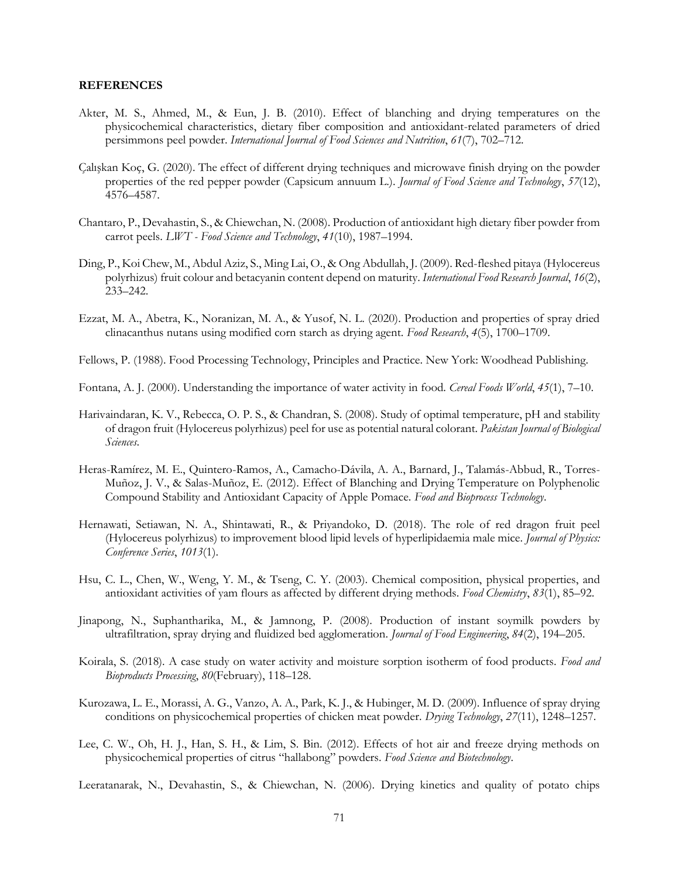**REFERENCES**

Akter, M. S., Ahmed, M., & Eun, J. B. (2010). Effect of blanching and drying temperatures on the physicochemical characteristics, dietary fiber composition and antioxidant-related parameters of dried persimmons peel powder. *International Journal of Food Sciences and Nutrition*, *61*(7), 702–712.

Çalışkan Koç, G. (2020). The effect of different drying techniques and microwave finish drying on the powder properties of the red pepper powder (Capsicum annuum L.). *Journal of Food Science and Technology*, *57*(12), 4576–4587.

Chantaro, P., Devahastin, S., & Chiewchan, N. (2008). Production of antioxidant high dietary fiber powder from carrot peels. *LWT - Food Science and Technology*, *41*(10), 1987–1994.

Ding, P., Koi Chew, M., Abdul Aziz, S., Ming Lai, O., & Ong Abdullah, J. (2009). Red-fleshed pitaya (Hylocereus polyrhizus) fruit colour and betacyanin content depend on maturity. *International Food Research Journal*, *16*(2), 233–242.

Ezzat, M. A., Abetra, K., Noranizan, M. A., & Yusof, N. L. (2020). Production and properties of spray dried clinacanthus nutans using modified corn starch as drying agent. *Food Research*, *4*(5), 1700–1709.

Fellows, P. (1988). Food Processing Technology, Principles and Practice. New York: Woodhead Publishing.

Fontana, A. J. (2000). Understanding the importance of water activity in food. *Cereal Foods World*, *45*(1), 7–10.

Harivaindaran, K. V., Rebecca, O. P. S., & Chandran, S. (2008). Study of optimal temperature, pH and stability of dragon fruit (Hylocereus polyrhizus) peel for use as potential natural colorant. *Pakistan Journal of Biological Sciences*.

Heras-Ramírez, M. E., Quintero-Ramos, A., Camacho-Dávila, A. A., Barnard, J., Talamás-Abbud, R., Torres-Muñoz, J. V., & Salas-Muñoz, E. (2012). Effect of Blanching and Drying Temperature on Polyphenolic Compound Stability and Antioxidant Capacity of Apple Pomace. *Food and Bioprocess Technology*.

Hernawati, Setiawan, N. A., Shintawati, R., & Priyandoko, D. (2018). The role of red dragon fruit peel (Hylocereus polyrhizus) to improvement blood lipid levels of hyperlipidaemia male mice. *Journal of Physics: Conference Series*, *1013*(1).

Hsu, C. L., Chen, W., Weng, Y. M., & Tseng, C. Y. (2003). Chemical composition, physical properties, and antioxidant activities of yam flours as affected by different drying methods. *Food Chemistry*, *83*(1), 85–92.

Jinapong, N., Suphantharika, M., & Jamnong, P. (2008). Production of instant soymilk powders by ultrafiltration, spray drying and fluidized bed agglomeration. *Journal of Food Engineering*, *84*(2), 194–205.

Koirala, S. (2018). A case study on water activity and moisture sorption isotherm of food products. *Food and Bioproducts Processing*, *80*(February), 118–128.

Kurozawa, L. E., Morassi, A. G., Vanzo, A. A., Park, K. J., & Hubinger, M. D. (2009). Influence of spray drying conditions on physicochemical properties of chicken meat powder. *Drying Technology*, *27*(11), 1248–1257.

Lee, C. W., Oh, H. J., Han, S. H., & Lim, S. Bin. (2012). Effects of hot air and freeze drying methods on physicochemical properties of citrus "hallabong" powders. *Food Science and Biotechnology*.

Leeratanarak, N., Devahastin, S., & Chiewchan, N. (2006). Drying kinetics and quality of potato chips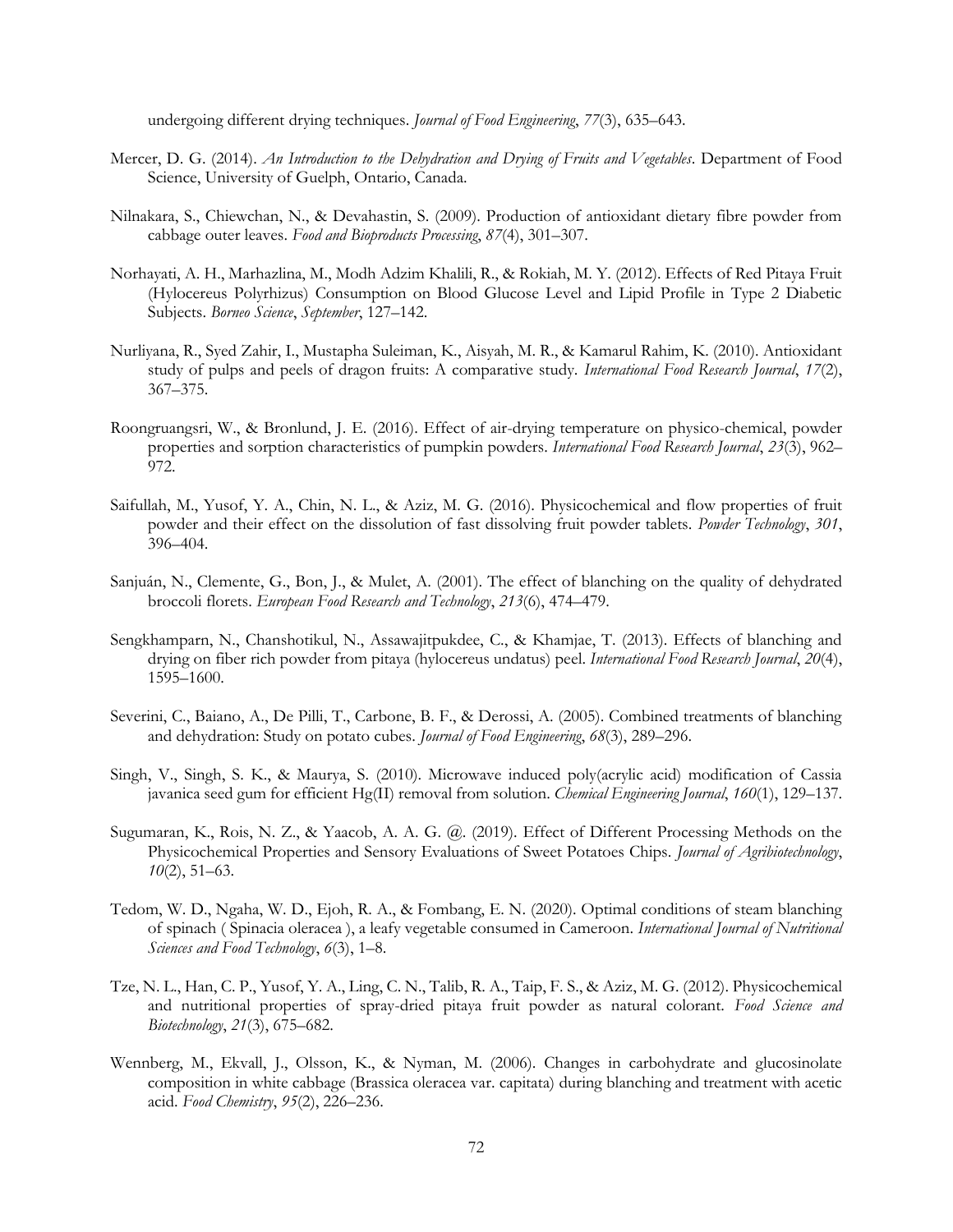undergoing different drying techniques. *Journal of Food Engineering*, *77*(3), 635–643.

Mercer, D. G. (2014). *An Introduction to the Dehydration and Drying of Fruits and Vegetables*. Department of Food Science, University of Guelph, Ontario, Canada.

Nilnakara, S., Chiewchan, N., & Devahastin, S. (2009). Production of antioxidant dietary fibre powder from cabbage outer leaves. *Food and Bioproducts Processing*, *87*(4), 301–307.

Norhayati, A. H., Marhazlina, M., Modh Adzim Khalili, R., & Rokiah, M. Y. (2012). Effects of Red Pitaya Fruit (Hylocereus Polyrhizus) Consumption on Blood Glucose Level and Lipid Profile in Type 2 Diabetic Subjects. *Borneo Science*, *September*, 127–142.

Nurliyana, R., Syed Zahir, I., Mustapha Suleiman, K., Aisyah, M. R., & Kamarul Rahim, K. (2010). Antioxidant study of pulps and peels of dragon fruits: A comparative study. *International Food Research Journal*, *17*(2), 367–375.

Roongruangsri, W., & Bronlund, J. E. (2016). Effect of air-drying temperature on physico-chemical, powder properties and sorption characteristics of pumpkin powders. *International Food Research Journal*, *23*(3), 962–972.

Saifullah, M., Yusof, Y. A., Chin, N. L., & Aziz, M. G. (2016). Physicochemical and flow properties of fruit powder and their effect on the dissolution of fast dissolving fruit powder tablets. *Powder Technology*, *301*, 396–404.

Sanjuán, N., Clemente, G., Bon, J., & Mulet, A. (2001). The effect of blanching on the quality of dehydrated broccoli florets. *European Food Research and Technology*, *213*(6), 474–479.

Sengkhamparn, N., Chanshotikul, N., Assawajitpukdee, C., & Khamjae, T. (2013). Effects of blanching and drying on fiber rich powder from pitaya (hylocereus undatus) peel. *International Food Research Journal*, *20*(4), 1595–1600.

Severini, C., Baiano, A., De Pilli, T., Carbone, B. F., & Derossi, A. (2005). Combined treatments of blanching and dehydration: Study on potato cubes. *Journal of Food Engineering*, *68*(3), 289–296.

Singh, V., Singh, S. K., & Maurya, S. (2010). Microwave induced poly(acrylic acid) modification of Cassia javanica seed gum for efficient Hg(II) removal from solution. *Chemical Engineering Journal*, *160*(1), 129–137.

Sugumaran, K., Rois, N. Z., & Yaacob, A. A. G. @. (2019). Effect of Different Processing Methods on the Physicochemical Properties and Sensory Evaluations of Sweet Potatoes Chips. *Journal of Agribiotechnology*, *10*(2), 51–63.

Tedom, W. D., Ngaha, W. D., Ejoh, R. A., & Fombang, E. N. (2020). Optimal conditions of steam blanching of spinach ( Spinacia oleracea ), a leafy vegetable consumed in Cameroon. *International Journal of Nutritional Sciences and Food Technology*, *6*(3), 1–8.

Tze, N. L., Han, C. P., Yusof, Y. A., Ling, C. N., Talib, R. A., Taip, F. S., & Aziz, M. G. (2012). Physicochemical and nutritional properties of spray-dried pitaya fruit powder as natural colorant. *Food Science and Biotechnology*, *21*(3), 675–682.

Wennberg, M., Ekvall, J., Olsson, K., & Nyman, M. (2006). Changes in carbohydrate and glucosinolate composition in white cabbage (Brassica oleracea var. capitata) during blanching and treatment with acetic acid. *Food Chemistry*, *95*(2), 226–236.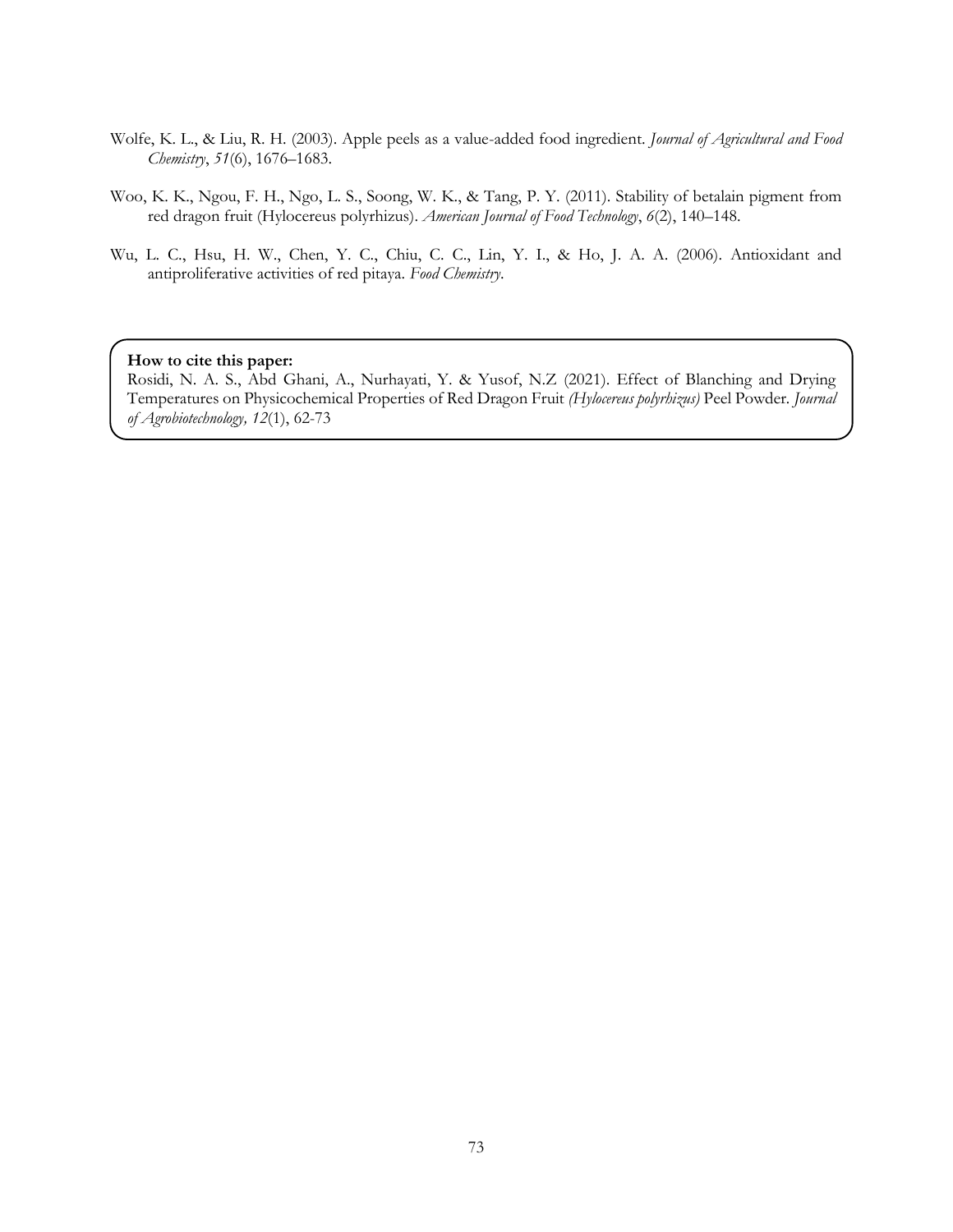Wolfe, K. L., & Liu, R. H. (2003). Apple peels as a value-added food ingredient. *Journal of Agricultural and Food Chemistry*, *51*(6), 1676–1683.

Woo, K. K., Ngou, F. H., Ngo, L. S., Soong, W. K., & Tang, P. Y. (2011). Stability of betalain pigment from red dragon fruit (Hylocereus polyrhizus). *American Journal of Food Technology*, *6*(2), 140–148.

Wu, L. C., Hsu, H. W., Chen, Y. C., Chiu, C. C., Lin, Y. I., & Ho, J. A. A. (2006). Antioxidant and antiproliferative activities of red pitaya. *Food Chemistry*.

**How to cite this paper:**
Rosidi, N. A. S., Abd Ghani, A., Nurhayati, Y. & Yusof, N.Z (2021). Effect of Blanching and Drying Temperatures on Physicochemical Properties of Red Dragon Fruit *(Hylocereus polyrhizus)* Peel Powder. *Journal of Agrobiotechnology, 12*(1), 62-73